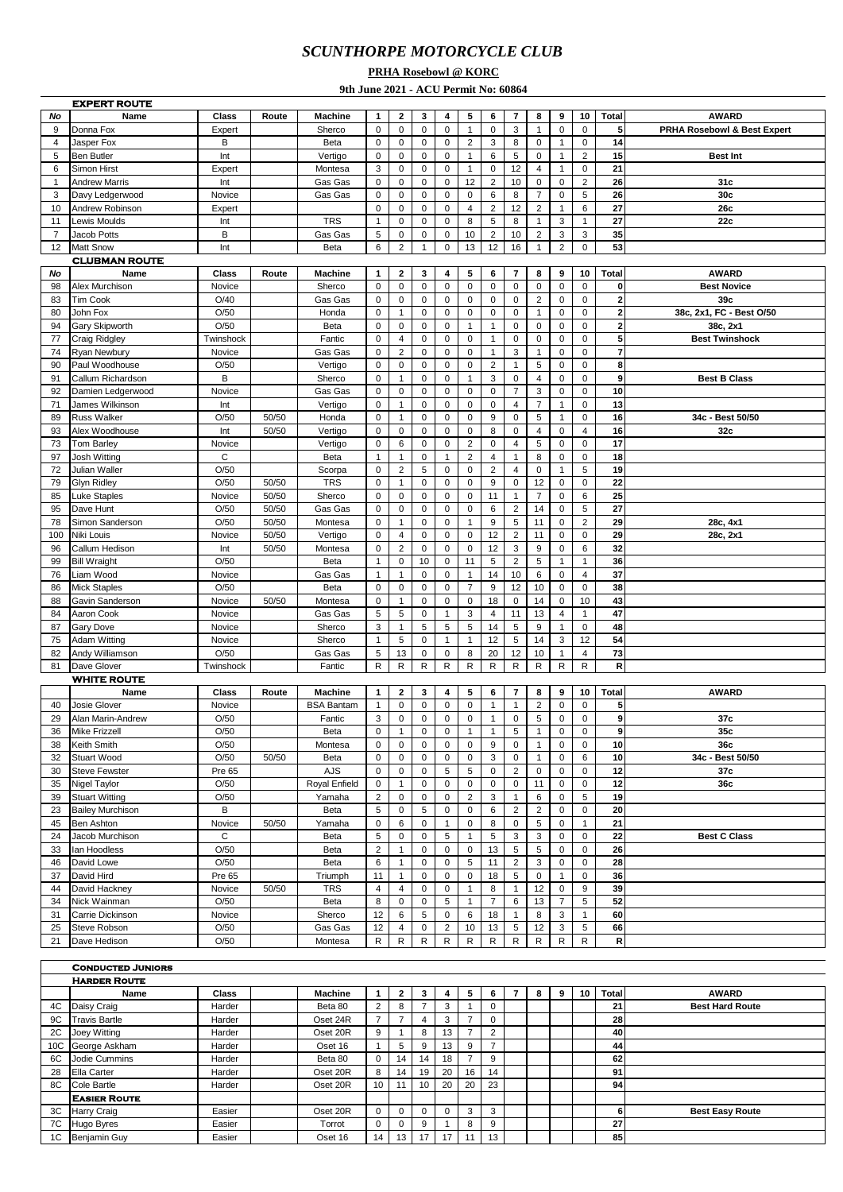# SCUNTHORPE MOTORCYCLE CLUB

**PRHA Rosebowl @ KORC**

**9th June 2021 - ACU Permit No: 60864**

**EXPERT ROUTE**

| No | Name | Class | Route | Machine | 1 | 2 | 3 | 4 | 5 | 6 | 7 | 8 | 9 | 10 | Total | AWARD |
|---|---|---|---|---|---|---|---|---|---|---|---|---|---|---|---|---|
| 9 | Donna Fox | Expert | | Sherco | 0 | 0 | 0 | 0 | 1 | 0 | 3 | 1 | 0 | 0 | 5 | PRHA Rosebowl & Best Expert |
| 4 | Jasper Fox | B | | Beta | 0 | 0 | 0 | 0 | 2 | 3 | 8 | 0 | 1 | 0 | 14 | |
| 5 | Ben Butler | Int | | Vertigo | 0 | 0 | 0 | 0 | 1 | 6 | 5 | 0 | 1 | 2 | 15 | Best Int |
| 6 | Simon Hirst | Expert | | Montesa | 3 | 0 | 0 | 0 | 1 | 0 | 12 | 4 | 1 | 0 | 21 | |
| 1 | Andrew Marris | Int | | Gas Gas | 0 | 0 | 0 | 0 | 12 | 2 | 10 | 0 | 0 | 2 | 26 | 31c |
| 3 | Davy Ledgerwood | Novice | | Gas Gas | 0 | 0 | 0 | 0 | 0 | 6 | 8 | 7 | 0 | 5 | 26 | 30c |
| 10 | Andrew Robinson | Expert | | | 0 | 0 | 0 | 0 | 4 | 2 | 12 | 2 | 1 | 6 | 27 | 26c |
| 11 | Lewis Moulds | Int | | TRS | 1 | 0 | 0 | 0 | 8 | 5 | 8 | 1 | 3 | 1 | 27 | 22c |
| 7 | Jacob Potts | B | | Gas Gas | 5 | 0 | 0 | 0 | 10 | 2 | 10 | 2 | 3 | 3 | 35 | |
| 12 | Matt Snow | Int | | Beta | 6 | 2 | 1 | 0 | 13 | 12 | 16 | 1 | 2 | 0 | 53 | |

**CLUBMAN ROUTE**

| No | Name | Class | Route | Machine | 1 | 2 | 3 | 4 | 5 | 6 | 7 | 8 | 9 | 10 | Total | AWARD |
|---|---|---|---|---|---|---|---|---|---|---|---|---|---|---|---|---|
| 98 | Alex Murchison | Novice | | Sherco | 0 | 0 | 0 | 0 | 0 | 0 | 0 | 0 | 0 | 0 | 0 | Best Novice |
| 83 | Tim Cook | O/40 | | Gas Gas | 0 | 0 | 0 | 0 | 0 | 0 | 0 | 2 | 0 | 0 | 2 | 39c |
| 80 | John Fox | O/50 | | Honda | 0 | 1 | 0 | 0 | 0 | 0 | 0 | 1 | 0 | 0 | 2 | 38c, 2x1, FC - Best O/50 |
| 94 | Gary Skipworth | O/50 | | Beta | 0 | 0 | 0 | 0 | 1 | 1 | 0 | 0 | 0 | 0 | 2 | 38c, 2x1 |
| 77 | Craig Ridgley | Twinshock | | Fantic | 0 | 4 | 0 | 0 | 0 | 1 | 0 | 0 | 0 | 0 | 5 | Best Twinshock |
| 74 | Ryan Newbury | Novice | | Gas Gas | 0 | 2 | 0 | 0 | 0 | 1 | 3 | 1 | 0 | 0 | 7 | |
| 90 | Paul Woodhouse | O/50 | | Vertigo | 0 | 0 | 0 | 0 | 0 | 2 | 1 | 5 | 0 | 0 | 8 | |
| 91 | Callum Richardson | B | | Sherco | 0 | 1 | 0 | 0 | 1 | 3 | 0 | 4 | 0 | 0 | 9 | Best B Class |
| 92 | Damien Ledgerwood | Novice | | Gas Gas | 0 | 0 | 0 | 0 | 0 | 0 | 7 | 3 | 0 | 0 | 10 | |
| 71 | James Wilkinson | Int | | Vertigo | 0 | 1 | 0 | 0 | 0 | 0 | 4 | 7 | 1 | 0 | 13 | |
| 89 | Russ Walker | O/50 | 50/50 | Honda | 0 | 1 | 0 | 0 | 0 | 9 | 0 | 5 | 1 | 0 | 16 | 34c - Best 50/50 |
| 93 | Alex Woodhouse | Int | 50/50 | Vertigo | 0 | 0 | 0 | 0 | 0 | 8 | 0 | 4 | 0 | 4 | 16 | 32c |
| 73 | Tom Barley | Novice | | Vertigo | 0 | 6 | 0 | 0 | 2 | 0 | 4 | 5 | 0 | 0 | 17 | |
| 97 | Josh Witting | C | | Beta | 1 | 1 | 0 | 1 | 2 | 4 | 1 | 8 | 0 | 0 | 18 | |
| 72 | Julian Waller | O/50 | | Scorpa | 0 | 2 | 5 | 0 | 0 | 2 | 4 | 0 | 1 | 5 | 19 | |
| 79 | Glyn Ridley | O/50 | 50/50 | TRS | 0 | 1 | 0 | 0 | 0 | 9 | 0 | 12 | 0 | 0 | 22 | |
| 85 | Luke Staples | Novice | 50/50 | Sherco | 0 | 0 | 0 | 0 | 0 | 11 | 1 | 7 | 0 | 6 | 25 | |
| 95 | Dave Hunt | O/50 | 50/50 | Gas Gas | 0 | 0 | 0 | 0 | 0 | 6 | 2 | 14 | 0 | 5 | 27 | |
| 78 | Simon Sanderson | O/50 | 50/50 | Montesa | 0 | 1 | 0 | 0 | 1 | 9 | 5 | 11 | 0 | 2 | 29 | 28c, 4x1 |
| 100 | Niki Louis | Novice | 50/50 | Vertigo | 0 | 4 | 0 | 0 | 0 | 12 | 2 | 11 | 0 | 0 | 29 | 28c, 2x1 |
| 96 | Callum Hedison | Int | 50/50 | Montesa | 0 | 2 | 0 | 0 | 0 | 12 | 3 | 9 | 0 | 6 | 32 | |
| 99 | Bill Wraight | O/50 | | Beta | 1 | 0 | 10 | 0 | 11 | 5 | 2 | 5 | 1 | 1 | 36 | |
| 76 | Liam Wood | Novice | | Gas Gas | 1 | 1 | 0 | 0 | 1 | 14 | 10 | 6 | 0 | 4 | 37 | |
| 86 | Mick Staples | O/50 | | Beta | 0 | 0 | 0 | 0 | 7 | 9 | 12 | 10 | 0 | 0 | 38 | |
| 88 | Gavin Sanderson | Novice | 50/50 | Montesa | 0 | 1 | 0 | 0 | 0 | 18 | 0 | 14 | 0 | 10 | 43 | |
| 84 | Aaron Cook | Novice | | Gas Gas | 5 | 5 | 0 | 1 | 3 | 4 | 11 | 13 | 4 | 1 | 47 | |
| 87 | Gary Dove | Novice | | Sherco | 3 | 1 | 5 | 5 | 5 | 14 | 5 | 9 | 1 | 0 | 48 | |
| 75 | Adam Witting | Novice | | Sherco | 1 | 5 | 0 | 1 | 1 | 12 | 5 | 14 | 3 | 12 | 54 | |
| 82 | Andy Williamson | O/50 | | Gas Gas | 5 | 13 | 0 | 0 | 8 | 20 | 12 | 10 | 1 | 4 | 73 | |
| 81 | Dave Glover | Twinshock | | Fantic | R | R | R | R | R | R | R | R | R | R | R | |

**WHITE ROUTE**

| | Name | Class | Route | Machine | 1 | 2 | 3 | 4 | 5 | 6 | 7 | 8 | 9 | 10 | Total | AWARD |
|---|---|---|---|---|---|---|---|---|---|---|---|---|---|---|---|---|
| 40 | Josie Glover | Novice | | BSA Bantam | 1 | 0 | 0 | 0 | 0 | 1 | 1 | 2 | 0 | 0 | 5 | |
| 29 | Alan Marin-Andrew | O/50 | | Fantic | 3 | 0 | 0 | 0 | 0 | 1 | 0 | 5 | 0 | 0 | 9 | 37c |
| 36 | Mike Frizzell | O/50 | | Beta | 0 | 1 | 0 | 0 | 1 | 1 | 5 | 1 | 0 | 0 | 9 | 35c |
| 38 | Keith Smith | O/50 | | Montesa | 0 | 0 | 0 | 0 | 0 | 9 | 0 | 1 | 0 | 0 | 10 | 36c |
| 32 | Stuart Wood | O/50 | 50/50 | Beta | 0 | 0 | 0 | 0 | 0 | 3 | 0 | 1 | 0 | 6 | 10 | 34c - Best 50/50 |
| 30 | Steve Fewster | Pre 65 | | AJS | 0 | 0 | 0 | 5 | 5 | 0 | 2 | 0 | 0 | 0 | 12 | 37c |
| 35 | Nigel Taylor | O/50 | | Royal Enfield | 0 | 1 | 0 | 0 | 0 | 0 | 0 | 11 | 0 | 0 | 12 | 36c |
| 39 | Stuart Witting | O/50 | | Yamaha | 2 | 0 | 0 | 0 | 2 | 3 | 1 | 6 | 0 | 5 | 19 | |
| 23 | Bailey Murchison | B | | Beta | 5 | 0 | 5 | 0 | 0 | 6 | 2 | 2 | 0 | 0 | 20 | |
| 45 | Ben Ashton | Novice | 50/50 | Yamaha | 0 | 6 | 0 | 1 | 0 | 8 | 0 | 5 | 0 | 1 | 21 | |
| 24 | Jacob Murchison | C | | Beta | 5 | 0 | 0 | 5 | 1 | 5 | 3 | 3 | 0 | 0 | 22 | Best C Class |
| 33 | Ian Hoodless | O/50 | | Beta | 2 | 1 | 0 | 0 | 0 | 13 | 5 | 5 | 0 | 0 | 26 | |
| 46 | David Lowe | O/50 | | Beta | 6 | 1 | 0 | 0 | 5 | 11 | 2 | 3 | 0 | 0 | 28 | |
| 37 | David Hird | Pre 65 | | Triumph | 11 | 1 | 0 | 0 | 0 | 18 | 5 | 0 | 1 | 0 | 36 | |
| 44 | David Hackney | Novice | 50/50 | TRS | 4 | 4 | 0 | 0 | 1 | 8 | 1 | 12 | 0 | 9 | 39 | |
| 34 | Nick Wainman | O/50 | | Beta | 8 | 0 | 0 | 5 | 1 | 7 | 6 | 13 | 7 | 5 | 52 | |
| 31 | Carrie Dickinson | Novice | | Sherco | 12 | 6 | 5 | 0 | 6 | 18 | 1 | 8 | 3 | 1 | 60 | |
| 25 | Steve Robson | O/50 | | Gas Gas | 12 | 4 | 0 | 2 | 10 | 13 | 5 | 12 | 3 | 5 | 66 | |
| 21 | Dave Hedison | O/50 | | Montesa | R | R | R | R | R | R | R | R | R | R | R | |

**CONDUCTED JUNIORS**

**HARDER ROUTE**

| | Name | Class | | Machine | 1 | 2 | 3 | 4 | 5 | 6 | 7 | 8 | 9 | 10 | Total | AWARD |
|---|---|---|---|---|---|---|---|---|---|---|---|---|---|---|---|---|
| 4C | Daisy Craig | Harder | | Beta 80 | 2 | 8 | 7 | 3 | 1 | 0 | | | | | 21 | Best Hard Route |
| 9C | Travis Bartle | Harder | | Oset 24R | 7 | 7 | 4 | 3 | 7 | 0 | | | | | 28 | |
| 2C | Joey Witting | Harder | | Oset 20R | 9 | 1 | 8 | 13 | 7 | 2 | | | | | 40 | |
| 10C | George Askham | Harder | | Oset 16 | 1 | 5 | 9 | 13 | 9 | 7 | | | | | 44 | |
| 6C | Jodie Cummins | Harder | | Beta 80 | 0 | 14 | 14 | 18 | 7 | 9 | | | | | 62 | |
| 28 | Ella Carter | Harder | | Oset 20R | 8 | 14 | 19 | 20 | 16 | 14 | | | | | 91 | |
| 8C | Cole Bartle | Harder | | Oset 20R | 10 | 11 | 10 | 20 | 20 | 23 | | | | | 94 | |

**EASIER ROUTE**

| | Name | Class | | Machine | 1 | 2 | 3 | 4 | 5 | 6 | 7 | 8 | 9 | 10 | Total | AWARD |
|---|---|---|---|---|---|---|---|---|---|---|---|---|---|---|---|---|
| 3C | Harry Craig | Easier | | Oset 20R | 0 | 0 | 0 | 0 | 3 | 3 | | | | | 6 | Best Easy Route |
| 7C | Hugo Byres | Easier | | Torrot | 0 | 0 | 9 | 1 | 8 | 9 | | | | | 27 | |
| 1C | Benjamin Guy | Easier | | Oset 16 | 14 | 13 | 17 | 17 | 11 | 13 | | | | | 85 | |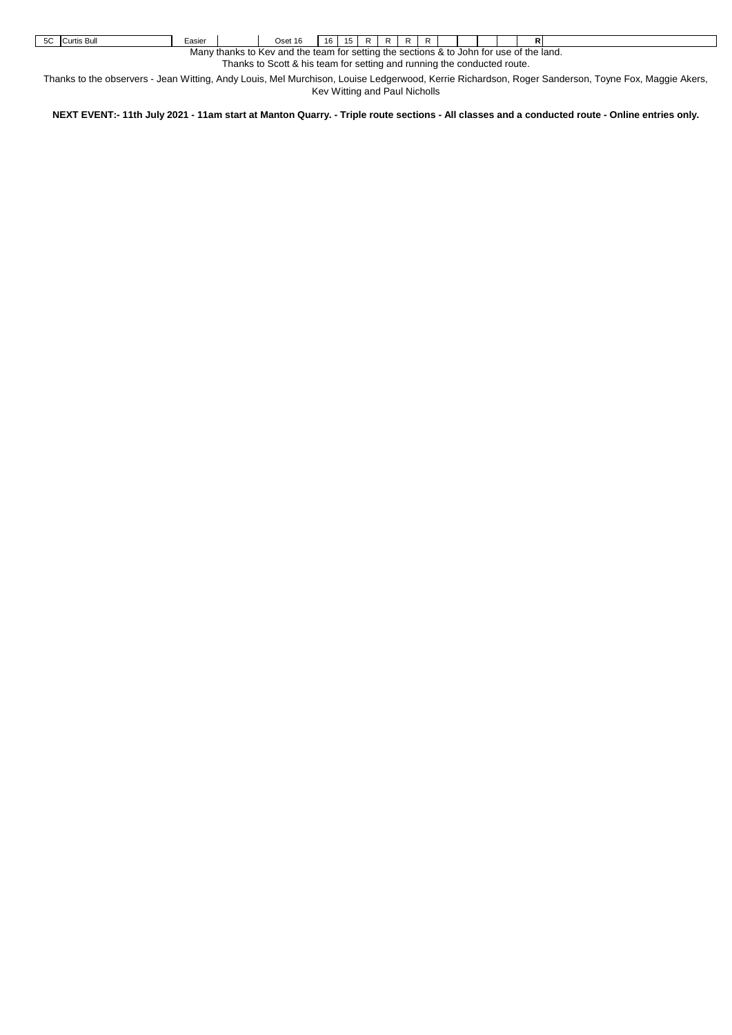| | | | | | | | | | | | | | | | | |
|---|---|---|---|---|---|---|---|---|---|---|---|---|---|---|---|---|
| 5C | Curtis Bull | Easier | | Oset 16 | 16 | 15 | R | R | R | R | | | | | **R** | |

Many thanks to Kev and the team for setting the sections & to John for use of the land.
Thanks to Scott & his team for setting and running the conducted route.

Thanks to the observers - Jean Witting, Andy Louis, Mel Murchison, Louise Ledgerwood, Kerrie Richardson, Roger Sanderson, Toyne Fox, Maggie Akers, Kev Witting and Paul Nicholls

**NEXT EVENT:- 11th July 2021 - 11am start at Manton Quarry. - Triple route sections - All classes and a conducted route - Online entries only.**